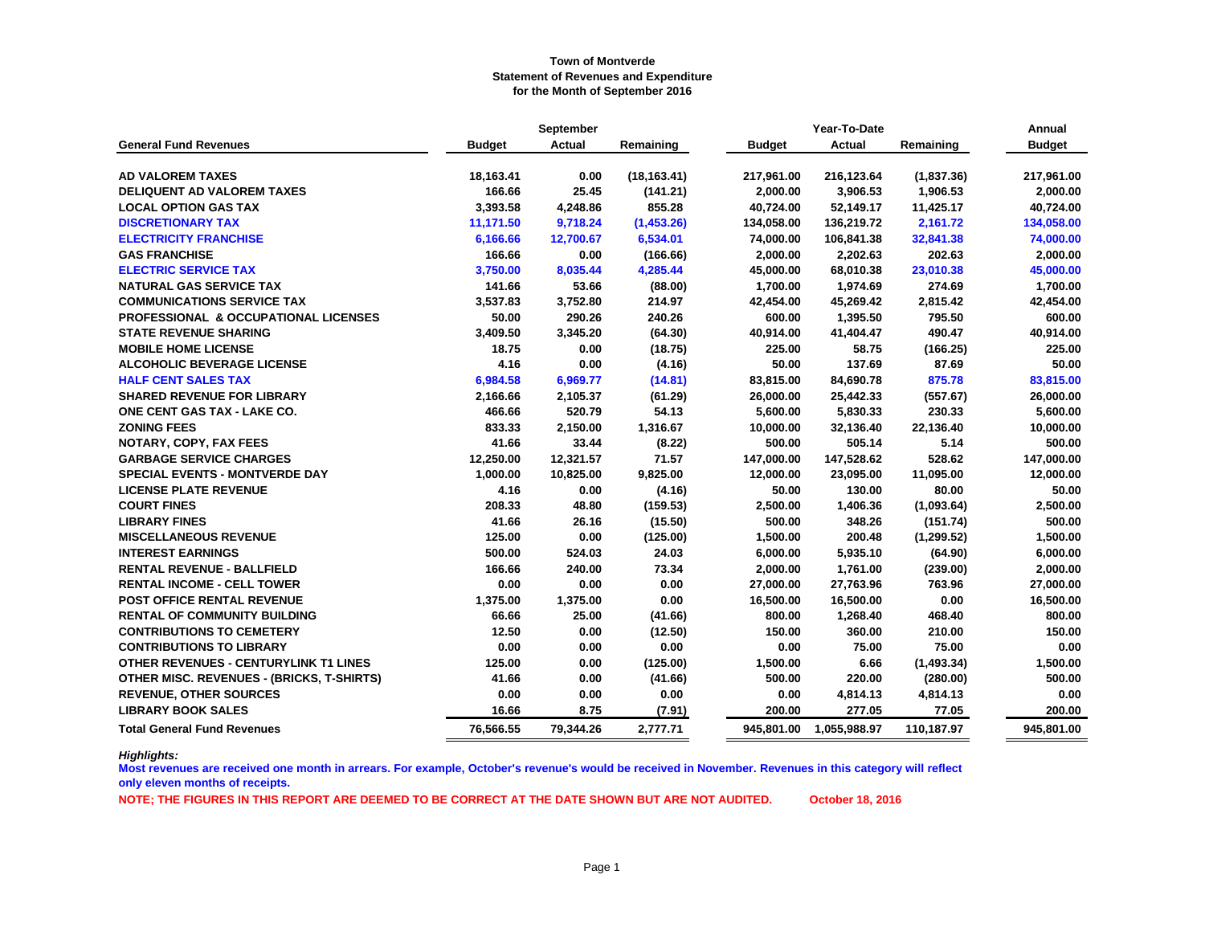**Town of Montverde**
**Statement of Revenues and Expenditure**
**for the Month of September 2016**

| General Fund Revenues | September | | | Year-To-Date | | | Annual |
|---|---|---|---|---|---|---|---|
| | Budget | Actual | Remaining | Budget | Actual | Remaining | Budget |
| AD VALOREM TAXES | 18,163.41 | 0.00 | (18,163.41) | 217,961.00 | 216,123.64 | (1,837.36) | 217,961.00 |
| DELIQUENT AD VALOREM TAXES | 166.66 | 25.45 | (141.21) | 2,000.00 | 3,906.53 | 1,906.53 | 2,000.00 |
| LOCAL OPTION GAS TAX | 3,393.58 | 4,248.86 | 855.28 | 40,724.00 | 52,149.17 | 11,425.17 | 40,724.00 |
| DISCRETIONARY TAX | 11,171.50 | 9,718.24 | (1,453.26) | 134,058.00 | 136,219.72 | 2,161.72 | 134,058.00 |
| ELECTRICITY FRANCHISE | 6,166.66 | 12,700.67 | 6,534.01 | 74,000.00 | 106,841.38 | 32,841.38 | 74,000.00 |
| GAS FRANCHISE | 166.66 | 0.00 | (166.66) | 2,000.00 | 2,202.63 | 202.63 | 2,000.00 |
| ELECTRIC SERVICE TAX | 3,750.00 | 8,035.44 | 4,285.44 | 45,000.00 | 68,010.38 | 23,010.38 | 45,000.00 |
| NATURAL GAS SERVICE TAX | 141.66 | 53.66 | (88.00) | 1,700.00 | 1,974.69 | 274.69 | 1,700.00 |
| COMMUNICATIONS SERVICE TAX | 3,537.83 | 3,752.80 | 214.97 | 42,454.00 | 45,269.42 | 2,815.42 | 42,454.00 |
| PROFESSIONAL & OCCUPATIONAL LICENSES | 50.00 | 290.26 | 240.26 | 600.00 | 1,395.50 | 795.50 | 600.00 |
| STATE REVENUE SHARING | 3,409.50 | 3,345.20 | (64.30) | 40,914.00 | 41,404.47 | 490.47 | 40,914.00 |
| MOBILE HOME LICENSE | 18.75 | 0.00 | (18.75) | 225.00 | 58.75 | (166.25) | 225.00 |
| ALCOHOLIC BEVERAGE LICENSE | 4.16 | 0.00 | (4.16) | 50.00 | 137.69 | 87.69 | 50.00 |
| HALF CENT SALES TAX | 6,984.58 | 6,969.77 | (14.81) | 83,815.00 | 84,690.78 | 875.78 | 83,815.00 |
| SHARED REVENUE FOR LIBRARY | 2,166.66 | 2,105.37 | (61.29) | 26,000.00 | 25,442.33 | (557.67) | 26,000.00 |
| ONE CENT GAS TAX - LAKE CO. | 466.66 | 520.79 | 54.13 | 5,600.00 | 5,830.33 | 230.33 | 5,600.00 |
| ZONING FEES | 833.33 | 2,150.00 | 1,316.67 | 10,000.00 | 32,136.40 | 22,136.40 | 10,000.00 |
| NOTARY, COPY, FAX FEES | 41.66 | 33.44 | (8.22) | 500.00 | 505.14 | 5.14 | 500.00 |
| GARBAGE SERVICE CHARGES | 12,250.00 | 12,321.57 | 71.57 | 147,000.00 | 147,528.62 | 528.62 | 147,000.00 |
| SPECIAL EVENTS - MONTVERDE DAY | 1,000.00 | 10,825.00 | 9,825.00 | 12,000.00 | 23,095.00 | 11,095.00 | 12,000.00 |
| LICENSE PLATE REVENUE | 4.16 | 0.00 | (4.16) | 50.00 | 130.00 | 80.00 | 50.00 |
| COURT FINES | 208.33 | 48.80 | (159.53) | 2,500.00 | 1,406.36 | (1,093.64) | 2,500.00 |
| LIBRARY FINES | 41.66 | 26.16 | (15.50) | 500.00 | 348.26 | (151.74) | 500.00 |
| MISCELLANEOUS REVENUE | 125.00 | 0.00 | (125.00) | 1,500.00 | 200.48 | (1,299.52) | 1,500.00 |
| INTEREST EARNINGS | 500.00 | 524.03 | 24.03 | 6,000.00 | 5,935.10 | (64.90) | 6,000.00 |
| RENTAL REVENUE - BALLFIELD | 166.66 | 240.00 | 73.34 | 2,000.00 | 1,761.00 | (239.00) | 2,000.00 |
| RENTAL INCOME - CELL TOWER | 0.00 | 0.00 | 0.00 | 27,000.00 | 27,763.96 | 763.96 | 27,000.00 |
| POST OFFICE RENTAL REVENUE | 1,375.00 | 1,375.00 | 0.00 | 16,500.00 | 16,500.00 | 0.00 | 16,500.00 |
| RENTAL OF COMMUNITY BUILDING | 66.66 | 25.00 | (41.66) | 800.00 | 1,268.40 | 468.40 | 800.00 |
| CONTRIBUTIONS TO CEMETERY | 12.50 | 0.00 | (12.50) | 150.00 | 360.00 | 210.00 | 150.00 |
| CONTRIBUTIONS TO LIBRARY | 0.00 | 0.00 | 0.00 | 0.00 | 75.00 | 75.00 | 0.00 |
| OTHER REVENUES - CENTURYLINK T1 LINES | 125.00 | 0.00 | (125.00) | 1,500.00 | 6.66 | (1,493.34) | 1,500.00 |
| OTHER MISC. REVENUES - (BRICKS, T-SHIRTS) | 41.66 | 0.00 | (41.66) | 500.00 | 220.00 | (280.00) | 500.00 |
| REVENUE, OTHER SOURCES | 0.00 | 0.00 | 0.00 | 0.00 | 4,814.13 | 4,814.13 | 0.00 |
| LIBRARY BOOK SALES | 16.66 | 8.75 | (7.91) | 200.00 | 277.05 | 77.05 | 200.00 |
| **Total General Fund Revenues** | **76,566.55** | **79,344.26** | **2,777.71** | **945,801.00** | **1,055,988.97** | **110,187.97** | **945,801.00** |

***Highlights:***

**Most revenues are received one month in arrears. For example, October's revenue's would be received in November. Revenues in this category will reflect only eleven months of receipts.**

**NOTE; THE FIGURES IN THIS REPORT ARE DEEMED TO BE CORRECT AT THE DATE SHOWN BUT ARE NOT AUDITED. October 18, 2016**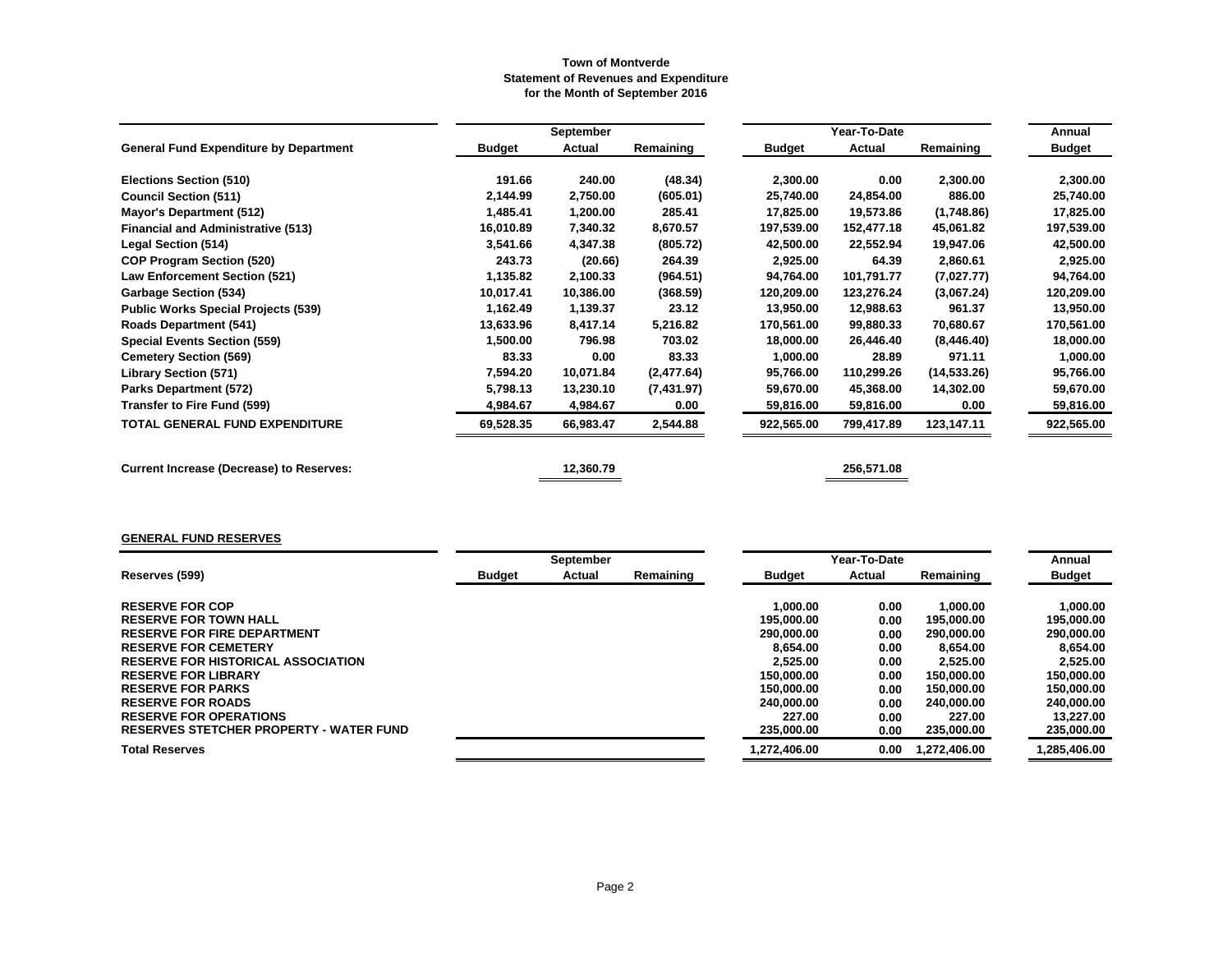**Town of Montverde**
**Statement of Revenues and Expenditure**
**for the Month of September 2016**

| General Fund Expenditure by Department | September Budget | September Actual | September Remaining | Year-To-Date Budget | Year-To-Date Actual | Year-To-Date Remaining | Annual Budget |
|---|---|---|---|---|---|---|---|
| Elections Section (510) | 191.66 | 240.00 | (48.34) | 2,300.00 | 0.00 | 2,300.00 | 2,300.00 |
| Council Section (511) | 2,144.99 | 2,750.00 | (605.01) | 25,740.00 | 24,854.00 | 886.00 | 25,740.00 |
| Mayor's Department (512) | 1,485.41 | 1,200.00 | 285.41 | 17,825.00 | 19,573.86 | (1,748.86) | 17,825.00 |
| Financial and Administrative (513) | 16,010.89 | 7,340.32 | 8,670.57 | 197,539.00 | 152,477.18 | 45,061.82 | 197,539.00 |
| Legal Section (514) | 3,541.66 | 4,347.38 | (805.72) | 42,500.00 | 22,552.94 | 19,947.06 | 42,500.00 |
| COP Program Section (520) | 243.73 | (20.66) | 264.39 | 2,925.00 | 64.39 | 2,860.61 | 2,925.00 |
| Law Enforcement Section (521) | 1,135.82 | 2,100.33 | (964.51) | 94,764.00 | 101,791.77 | (7,027.77) | 94,764.00 |
| Garbage Section (534) | 10,017.41 | 10,386.00 | (368.59) | 120,209.00 | 123,276.24 | (3,067.24) | 120,209.00 |
| Public Works Special Projects (539) | 1,162.49 | 1,139.37 | 23.12 | 13,950.00 | 12,988.63 | 961.37 | 13,950.00 |
| Roads Department (541) | 13,633.96 | 8,417.14 | 5,216.82 | 170,561.00 | 99,880.33 | 70,680.67 | 170,561.00 |
| Special Events Section (559) | 1,500.00 | 796.98 | 703.02 | 18,000.00 | 26,446.40 | (8,446.40) | 18,000.00 |
| Cemetery Section (569) | 83.33 | 0.00 | 83.33 | 1,000.00 | 28.89 | 971.11 | 1,000.00 |
| Library Section (571) | 7,594.20 | 10,071.84 | (2,477.64) | 95,766.00 | 110,299.26 | (14,533.26) | 95,766.00 |
| Parks Department (572) | 5,798.13 | 13,230.10 | (7,431.97) | 59,670.00 | 45,368.00 | 14,302.00 | 59,670.00 |
| Transfer to Fire Fund (599) | 4,984.67 | 4,984.67 | 0.00 | 59,816.00 | 59,816.00 | 0.00 | 59,816.00 |
| **TOTAL GENERAL FUND EXPENDITURE** | 69,528.35 | 66,983.47 | 2,544.88 | 922,565.00 | 799,417.89 | 123,147.11 | 922,565.00 |
| | | | | | | | |
| **Current Increase (Decrease) to Reserves:** | | 12,360.79 | | | 256,571.08 | | |

**GENERAL FUND RESERVES**

| Reserves (599) | September Budget | September Actual | September Remaining | Year-To-Date Budget | Year-To-Date Actual | Year-To-Date Remaining | Annual Budget |
|---|---|---|---|---|---|---|---|
| RESERVE FOR COP | | | | 1,000.00 | 0.00 | 1,000.00 | 1,000.00 |
| RESERVE FOR TOWN HALL | | | | 195,000.00 | 0.00 | 195,000.00 | 195,000.00 |
| RESERVE FOR FIRE DEPARTMENT | | | | 290,000.00 | 0.00 | 290,000.00 | 290,000.00 |
| RESERVE FOR CEMETERY | | | | 8,654.00 | 0.00 | 8,654.00 | 8,654.00 |
| RESERVE FOR HISTORICAL ASSOCIATION | | | | 2,525.00 | 0.00 | 2,525.00 | 2,525.00 |
| RESERVE FOR LIBRARY | | | | 150,000.00 | 0.00 | 150,000.00 | 150,000.00 |
| RESERVE FOR PARKS | | | | 150,000.00 | 0.00 | 150,000.00 | 150,000.00 |
| RESERVE FOR ROADS | | | | 240,000.00 | 0.00 | 240,000.00 | 240,000.00 |
| RESERVE FOR OPERATIONS | | | | 227.00 | 0.00 | 227.00 | 13,227.00 |
| RESERVES STETCHER PROPERTY - WATER FUND | | | | 235,000.00 | 0.00 | 235,000.00 | 235,000.00 |
| **Total Reserves** | | | | 1,272,406.00 | 0.00 | 1,272,406.00 | 1,285,406.00 |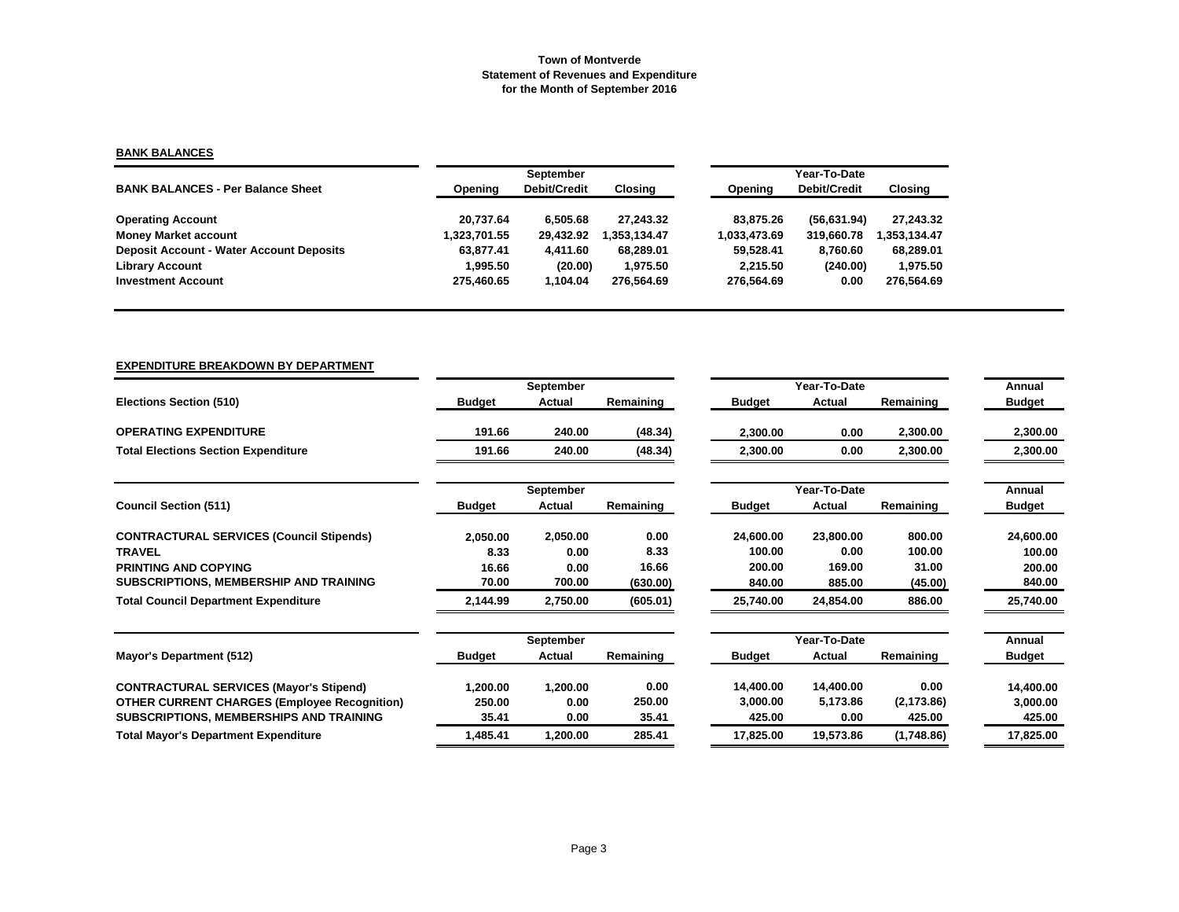**Town of Montverde**
**Statement of Revenues and Expenditure**
**for the Month of September 2016**

## BANK BALANCES

| BANK BALANCES - Per Balance Sheet | September Opening | September Debit/Credit | September Closing | Year-To-Date Opening | Year-To-Date Debit/Credit | Year-To-Date Closing |
|---|---|---|---|---|---|---|
| Operating Account | 20,737.64 | 6,505.68 | 27,243.32 | 83,875.26 | (56,631.94) | 27,243.32 |
| Money Market account | 1,323,701.55 | 29,432.92 | 1,353,134.47 | 1,033,473.69 | 319,660.78 | 1,353,134.47 |
| Deposit Account - Water Account Deposits | 63,877.41 | 4,411.60 | 68,289.01 | 59,528.41 | 8,760.60 | 68,289.01 |
| Library Account | 1,995.50 | (20.00) | 1,975.50 | 2,215.50 | (240.00) | 1,975.50 |
| Investment Account | 275,460.65 | 1,104.04 | 276,564.69 | 276,564.69 | 0.00 | 276,564.69 |

## EXPENDITURE BREAKDOWN BY DEPARTMENT

| Elections Section (510) | September Budget | September Actual | September Remaining | Year-To-Date Budget | Year-To-Date Actual | Year-To-Date Remaining | Annual Budget |
|---|---|---|---|---|---|---|---|
| OPERATING EXPENDITURE | 191.66 | 240.00 | (48.34) | 2,300.00 | 0.00 | 2,300.00 | 2,300.00 |
| Total Elections Section Expenditure | 191.66 | 240.00 | (48.34) | 2,300.00 | 0.00 | 2,300.00 | 2,300.00 |

| Council Section (511) | September Budget | September Actual | September Remaining | Year-To-Date Budget | Year-To-Date Actual | Year-To-Date Remaining | Annual Budget |
|---|---|---|---|---|---|---|---|
| CONTRACTURAL SERVICES (Council Stipends) | 2,050.00 | 2,050.00 | 0.00 | 24,600.00 | 23,800.00 | 800.00 | 24,600.00 |
| TRAVEL | 8.33 | 0.00 | 8.33 | 100.00 | 0.00 | 100.00 | 100.00 |
| PRINTING AND COPYING | 16.66 | 0.00 | 16.66 | 200.00 | 169.00 | 31.00 | 200.00 |
| SUBSCRIPTIONS, MEMBERSHIP AND TRAINING | 70.00 | 700.00 | (630.00) | 840.00 | 885.00 | (45.00) | 840.00 |
| Total Council Department Expenditure | 2,144.99 | 2,750.00 | (605.01) | 25,740.00 | 24,854.00 | 886.00 | 25,740.00 |

| Mayor's Department (512) | September Budget | September Actual | September Remaining | Year-To-Date Budget | Year-To-Date Actual | Year-To-Date Remaining | Annual Budget |
|---|---|---|---|---|---|---|---|
| CONTRACTURAL SERVICES (Mayor's Stipend) | 1,200.00 | 1,200.00 | 0.00 | 14,400.00 | 14,400.00 | 0.00 | 14,400.00 |
| OTHER CURRENT CHARGES (Employee Recognition) | 250.00 | 0.00 | 250.00 | 3,000.00 | 5,173.86 | (2,173.86) | 3,000.00 |
| SUBSCRIPTIONS, MEMBERSHIPS AND TRAINING | 35.41 | 0.00 | 35.41 | 425.00 | 0.00 | 425.00 | 425.00 |
| Total Mayor's Department Expenditure | 1,485.41 | 1,200.00 | 285.41 | 17,825.00 | 19,573.86 | (1,748.86) | 17,825.00 |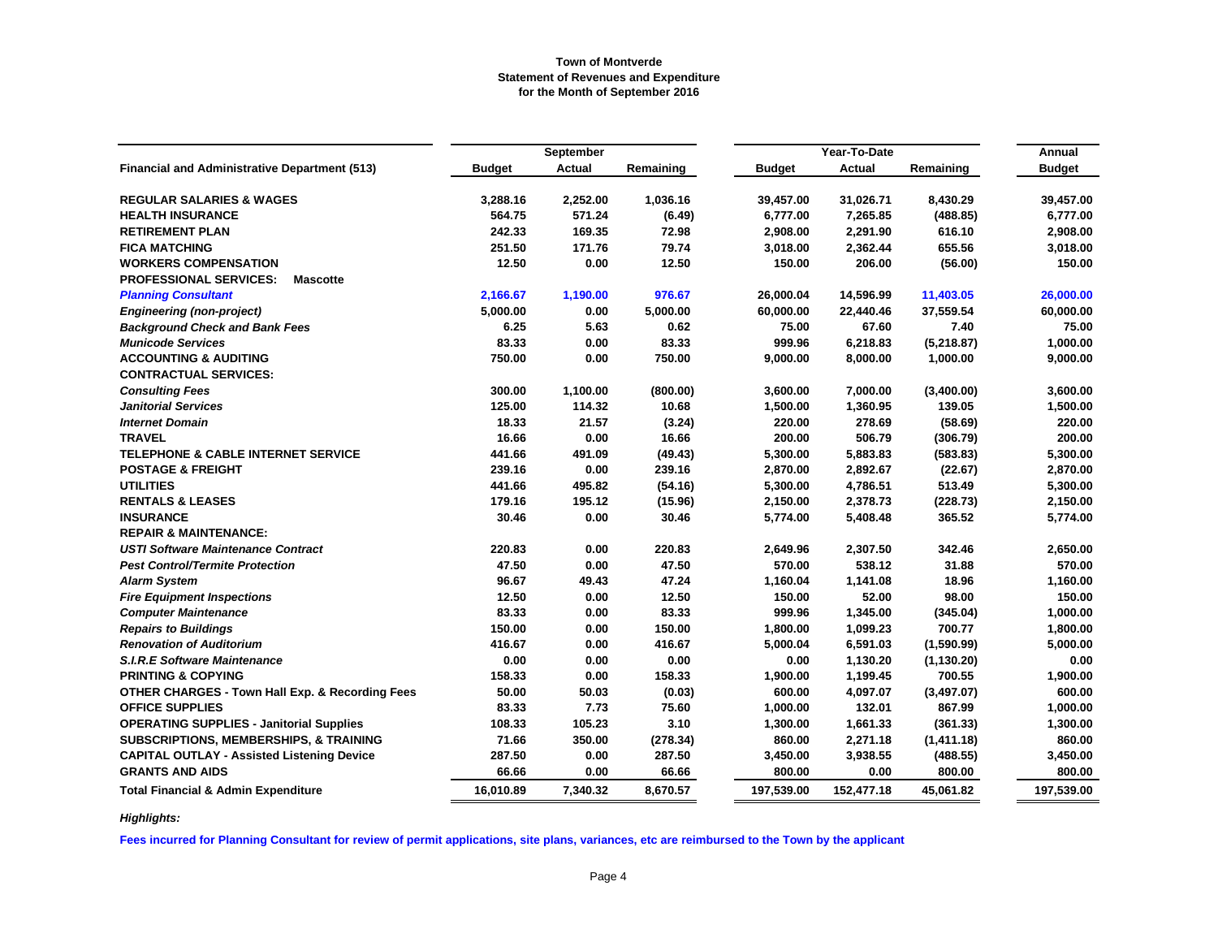**Town of Montverde**
**Statement of Revenues and Expenditure**
**for the Month of September 2016**

| Financial and Administrative Department (513) | September | | | Year-To-Date | | | Annual |
|---|---|---|---|---|---|---|---|
| | Budget | Actual | Remaining | Budget | Actual | Remaining | Budget |
| **REGULAR SALARIES & WAGES** | 3,288.16 | 2,252.00 | 1,036.16 | 39,457.00 | 31,026.71 | 8,430.29 | 39,457.00 |
| **HEALTH INSURANCE** | 564.75 | 571.24 | (6.49) | 6,777.00 | 7,265.85 | (488.85) | 6,777.00 |
| **RETIREMENT PLAN** | 242.33 | 169.35 | 72.98 | 2,908.00 | 2,291.90 | 616.10 | 2,908.00 |
| **FICA MATCHING** | 251.50 | 171.76 | 79.74 | 3,018.00 | 2,362.44 | 655.56 | 3,018.00 |
| **WORKERS COMPENSATION** | 12.50 | 0.00 | 12.50 | 150.00 | 206.00 | (56.00) | 150.00 |
| **PROFESSIONAL SERVICES: Mascotte** | | | | | | | |
| *Planning Consultant* | 2,166.67 | 1,190.00 | 976.67 | 26,000.04 | 14,596.99 | 11,403.05 | 26,000.00 |
| *Engineering (non-project)* | 5,000.00 | 0.00 | 5,000.00 | 60,000.00 | 22,440.46 | 37,559.54 | 60,000.00 |
| *Background Check and Bank Fees* | 6.25 | 5.63 | 0.62 | 75.00 | 67.60 | 7.40 | 75.00 |
| *Municode Services* | 83.33 | 0.00 | 83.33 | 999.96 | 6,218.83 | (5,218.87) | 1,000.00 |
| **ACCOUNTING & AUDITING** | 750.00 | 0.00 | 750.00 | 9,000.00 | 8,000.00 | 1,000.00 | 9,000.00 |
| **CONTRACTUAL SERVICES:** | | | | | | | |
| *Consulting Fees* | 300.00 | 1,100.00 | (800.00) | 3,600.00 | 7,000.00 | (3,400.00) | 3,600.00 |
| *Janitorial Services* | 125.00 | 114.32 | 10.68 | 1,500.00 | 1,360.95 | 139.05 | 1,500.00 |
| *Internet Domain* | 18.33 | 21.57 | (3.24) | 220.00 | 278.69 | (58.69) | 220.00 |
| **TRAVEL** | 16.66 | 0.00 | 16.66 | 200.00 | 506.79 | (306.79) | 200.00 |
| **TELEPHONE & CABLE INTERNET SERVICE** | 441.66 | 491.09 | (49.43) | 5,300.00 | 5,883.83 | (583.83) | 5,300.00 |
| **POSTAGE & FREIGHT** | 239.16 | 0.00 | 239.16 | 2,870.00 | 2,892.67 | (22.67) | 2,870.00 |
| **UTILITIES** | 441.66 | 495.82 | (54.16) | 5,300.00 | 4,786.51 | 513.49 | 5,300.00 |
| **RENTALS & LEASES** | 179.16 | 195.12 | (15.96) | 2,150.00 | 2,378.73 | (228.73) | 2,150.00 |
| **INSURANCE** | 30.46 | 0.00 | 30.46 | 5,774.00 | 5,408.48 | 365.52 | 5,774.00 |
| **REPAIR & MAINTENANCE:** | | | | | | | |
| *USTI Software Maintenance Contract* | 220.83 | 0.00 | 220.83 | 2,649.96 | 2,307.50 | 342.46 | 2,650.00 |
| *Pest Control/Termite Protection* | 47.50 | 0.00 | 47.50 | 570.00 | 538.12 | 31.88 | 570.00 |
| *Alarm System* | 96.67 | 49.43 | 47.24 | 1,160.04 | 1,141.08 | 18.96 | 1,160.00 |
| *Fire Equipment Inspections* | 12.50 | 0.00 | 12.50 | 150.00 | 52.00 | 98.00 | 150.00 |
| *Computer Maintenance* | 83.33 | 0.00 | 83.33 | 999.96 | 1,345.00 | (345.04) | 1,000.00 |
| *Repairs to Buildings* | 150.00 | 0.00 | 150.00 | 1,800.00 | 1,099.23 | 700.77 | 1,800.00 |
| *Renovation of Auditorium* | 416.67 | 0.00 | 416.67 | 5,000.04 | 6,591.03 | (1,590.99) | 5,000.00 |
| *S.I.R.E Software Maintenance* | 0.00 | 0.00 | 0.00 | 0.00 | 1,130.20 | (1,130.20) | 0.00 |
| **PRINTING & COPYING** | 158.33 | 0.00 | 158.33 | 1,900.00 | 1,199.45 | 700.55 | 1,900.00 |
| **OTHER CHARGES - Town Hall Exp. & Recording Fees** | 50.00 | 50.03 | (0.03) | 600.00 | 4,097.07 | (3,497.07) | 600.00 |
| **OFFICE SUPPLIES** | 83.33 | 7.73 | 75.60 | 1,000.00 | 132.01 | 867.99 | 1,000.00 |
| **OPERATING SUPPLIES - Janitorial Supplies** | 108.33 | 105.23 | 3.10 | 1,300.00 | 1,661.33 | (361.33) | 1,300.00 |
| **SUBSCRIPTIONS, MEMBERSHIPS, & TRAINING** | 71.66 | 350.00 | (278.34) | 860.00 | 2,271.18 | (1,411.18) | 860.00 |
| **CAPITAL OUTLAY - Assisted Listening Device** | 287.50 | 0.00 | 287.50 | 3,450.00 | 3,938.55 | (488.55) | 3,450.00 |
| **GRANTS AND AIDS** | 66.66 | 0.00 | 66.66 | 800.00 | 0.00 | 800.00 | 800.00 |
| **Total Financial & Admin Expenditure** | 16,010.89 | 7,340.32 | 8,670.57 | 197,539.00 | 152,477.18 | 45,061.82 | 197,539.00 |

*Highlights:*

**Fees incurred for Planning Consultant for review of permit applications, site plans, variances, etc are reimbursed to the Town by the applicant**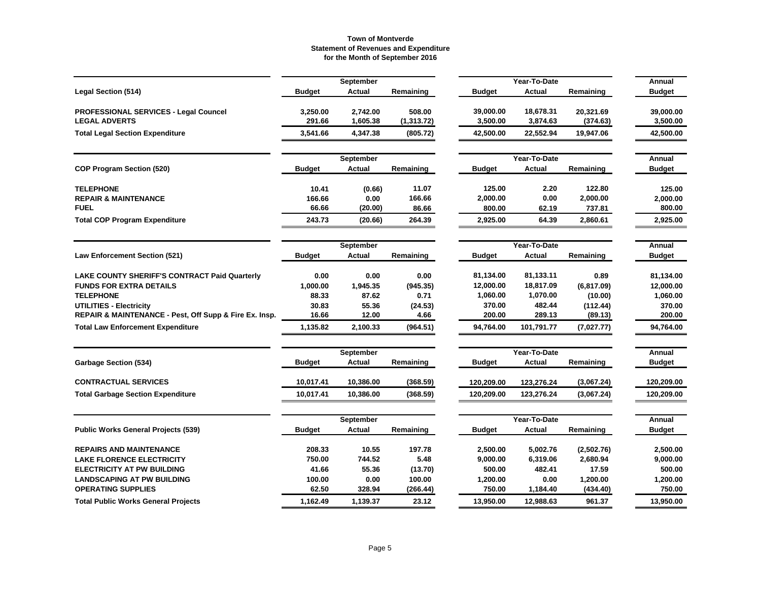**Town of Montverde**
**Statement of Revenues and Expenditure**
**for the Month of September 2016**

| Legal Section (514) | September Budget | September Actual | September Remaining | Year-To-Date Budget | Year-To-Date Actual | Year-To-Date Remaining | Annual Budget |
|---|---|---|---|---|---|---|---|
| PROFESSIONAL SERVICES - Legal Councel | 3,250.00 | 2,742.00 | 508.00 | 39,000.00 | 18,678.31 | 20,321.69 | 39,000.00 |
| LEGAL ADVERTS | 291.66 | 1,605.38 | (1,313.72) | 3,500.00 | 3,874.63 | (374.63) | 3,500.00 |
| **Total Legal Section Expenditure** | **3,541.66** | **4,347.38** | **(805.72)** | **42,500.00** | **22,552.94** | **19,947.06** | **42,500.00** |

| COP Program Section (520) | September Budget | September Actual | September Remaining | Year-To-Date Budget | Year-To-Date Actual | Year-To-Date Remaining | Annual Budget |
|---|---|---|---|---|---|---|---|
| TELEPHONE | 10.41 | (0.66) | 11.07 | 125.00 | 2.20 | 122.80 | 125.00 |
| REPAIR & MAINTENANCE | 166.66 | 0.00 | 166.66 | 2,000.00 | 0.00 | 2,000.00 | 2,000.00 |
| FUEL | 66.66 | (20.00) | 86.66 | 800.00 | 62.19 | 737.81 | 800.00 |
| **Total COP Program Expenditure** | **243.73** | **(20.66)** | **264.39** | **2,925.00** | **64.39** | **2,860.61** | **2,925.00** |

| Law Enforcement Section (521) | September Budget | September Actual | September Remaining | Year-To-Date Budget | Year-To-Date Actual | Year-To-Date Remaining | Annual Budget |
|---|---|---|---|---|---|---|---|
| LAKE COUNTY SHERIFF'S CONTRACT Paid Quarterly | 0.00 | 0.00 | 0.00 | 81,134.00 | 81,133.11 | 0.89 | 81,134.00 |
| FUNDS FOR EXTRA DETAILS | 1,000.00 | 1,945.35 | (945.35) | 12,000.00 | 18,817.09 | (6,817.09) | 12,000.00 |
| TELEPHONE | 88.33 | 87.62 | 0.71 | 1,060.00 | 1,070.00 | (10.00) | 1,060.00 |
| UTILITIES - Electricity | 30.83 | 55.36 | (24.53) | 370.00 | 482.44 | (112.44) | 370.00 |
| REPAIR & MAINTENANCE - Pest, Off Supp & Fire Ex. Insp. | 16.66 | 12.00 | 4.66 | 200.00 | 289.13 | (89.13) | 200.00 |
| **Total Law Enforcement Expenditure** | **1,135.82** | **2,100.33** | **(964.51)** | **94,764.00** | **101,791.77** | **(7,027.77)** | **94,764.00** |

| Garbage Section (534) | September Budget | September Actual | September Remaining | Year-To-Date Budget | Year-To-Date Actual | Year-To-Date Remaining | Annual Budget |
|---|---|---|---|---|---|---|---|
| CONTRACTUAL SERVICES | 10,017.41 | 10,386.00 | (368.59) | 120,209.00 | 123,276.24 | (3,067.24) | 120,209.00 |
| **Total Garbage Section Expenditure** | **10,017.41** | **10,386.00** | **(368.59)** | **120,209.00** | **123,276.24** | **(3,067.24)** | **120,209.00** |

| Public Works General Projects (539) | September Budget | September Actual | September Remaining | Year-To-Date Budget | Year-To-Date Actual | Year-To-Date Remaining | Annual Budget |
|---|---|---|---|---|---|---|---|
| REPAIRS AND MAINTENANCE | 208.33 | 10.55 | 197.78 | 2,500.00 | 5,002.76 | (2,502.76) | 2,500.00 |
| LAKE FLORENCE ELECTRICITY | 750.00 | 744.52 | 5.48 | 9,000.00 | 6,319.06 | 2,680.94 | 9,000.00 |
| ELECTRICITY AT PW BUILDING | 41.66 | 55.36 | (13.70) | 500.00 | 482.41 | 17.59 | 500.00 |
| LANDSCAPING AT PW BUILDING | 100.00 | 0.00 | 100.00 | 1,200.00 | 0.00 | 1,200.00 | 1,200.00 |
| OPERATING SUPPLIES | 62.50 | 328.94 | (266.44) | 750.00 | 1,184.40 | (434.40) | 750.00 |
| **Total Public Works General Projects** | **1,162.49** | **1,139.37** | **23.12** | **13,950.00** | **12,988.63** | **961.37** | **13,950.00** |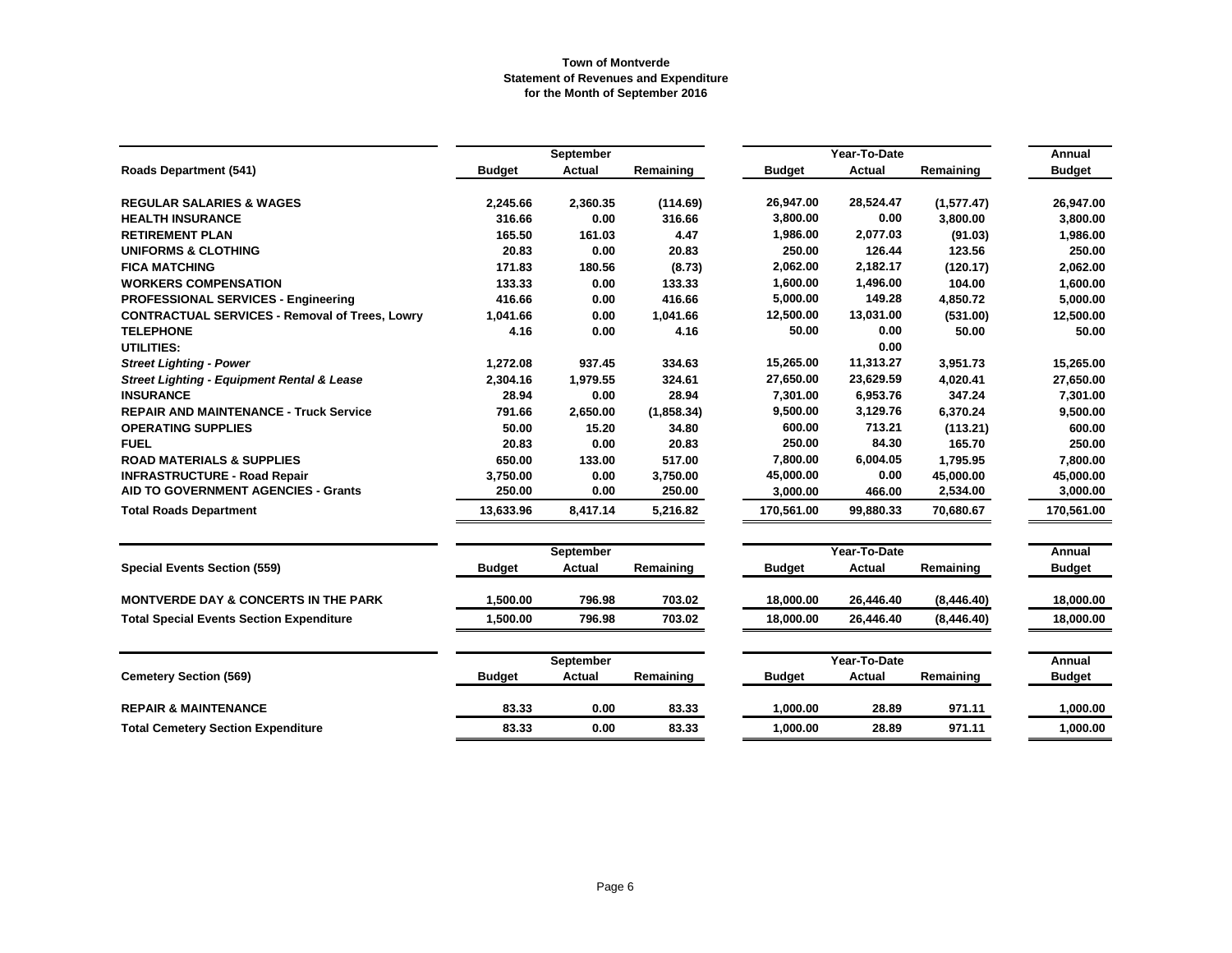**Town of Montverde**
**Statement of Revenues and Expenditure**
**for the Month of September 2016**

| Roads Department (541) | September Budget | September Actual | September Remaining | Year-To-Date Budget | Year-To-Date Actual | Year-To-Date Remaining | Annual Budget |
|---|---|---|---|---|---|---|---|
| **REGULAR SALARIES & WAGES** | 2,245.66 | 2,360.35 | (114.69) | 26,947.00 | 28,524.47 | (1,577.47) | 26,947.00 |
| **HEALTH INSURANCE** | 316.66 | 0.00 | 316.66 | 3,800.00 | 0.00 | 3,800.00 | 3,800.00 |
| **RETIREMENT PLAN** | 165.50 | 161.03 | 4.47 | 1,986.00 | 2,077.03 | (91.03) | 1,986.00 |
| **UNIFORMS & CLOTHING** | 20.83 | 0.00 | 20.83 | 250.00 | 126.44 | 123.56 | 250.00 |
| **FICA MATCHING** | 171.83 | 180.56 | (8.73) | 2,062.00 | 2,182.17 | (120.17) | 2,062.00 |
| **WORKERS COMPENSATION** | 133.33 | 0.00 | 133.33 | 1,600.00 | 1,496.00 | 104.00 | 1,600.00 |
| **PROFESSIONAL SERVICES - Engineering** | 416.66 | 0.00 | 416.66 | 5,000.00 | 149.28 | 4,850.72 | 5,000.00 |
| **CONTRACTUAL SERVICES - Removal of Trees, Lowry** | 1,041.66 | 0.00 | 1,041.66 | 12,500.00 | 13,031.00 | (531.00) | 12,500.00 |
| **TELEPHONE** | 4.16 | 0.00 | 4.16 | 50.00 | 0.00 | 50.00 | 50.00 |
| **UTILITIES:** | | | | | 0.00 | | |
| ***Street Lighting - Power*** | 1,272.08 | 937.45 | 334.63 | 15,265.00 | 11,313.27 | 3,951.73 | 15,265.00 |
| ***Street Lighting - Equipment Rental & Lease*** | 2,304.16 | 1,979.55 | 324.61 | 27,650.00 | 23,629.59 | 4,020.41 | 27,650.00 |
| **INSURANCE** | 28.94 | 0.00 | 28.94 | 7,301.00 | 6,953.76 | 347.24 | 7,301.00 |
| **REPAIR AND MAINTENANCE - Truck Service** | 791.66 | 2,650.00 | (1,858.34) | 9,500.00 | 3,129.76 | 6,370.24 | 9,500.00 |
| **OPERATING SUPPLIES** | 50.00 | 15.20 | 34.80 | 600.00 | 713.21 | (113.21) | 600.00 |
| **FUEL** | 20.83 | 0.00 | 20.83 | 250.00 | 84.30 | 165.70 | 250.00 |
| **ROAD MATERIALS & SUPPLIES** | 650.00 | 133.00 | 517.00 | 7,800.00 | 6,004.05 | 1,795.95 | 7,800.00 |
| **INFRASTRUCTURE - Road Repair** | 3,750.00 | 0.00 | 3,750.00 | 45,000.00 | 0.00 | 45,000.00 | 45,000.00 |
| **AID TO GOVERNMENT AGENCIES - Grants** | 250.00 | 0.00 | 250.00 | 3,000.00 | 466.00 | 2,534.00 | 3,000.00 |
| **Total Roads Department** | 13,633.96 | 8,417.14 | 5,216.82 | 170,561.00 | 99,880.33 | 70,680.67 | 170,561.00 |

| Special Events Section (559) | September Budget | September Actual | September Remaining | Year-To-Date Budget | Year-To-Date Actual | Year-To-Date Remaining | Annual Budget |
|---|---|---|---|---|---|---|---|
| **MONTVERDE DAY & CONCERTS IN THE PARK** | 1,500.00 | 796.98 | 703.02 | 18,000.00 | 26,446.40 | (8,446.40) | 18,000.00 |
| **Total Special Events Section Expenditure** | 1,500.00 | 796.98 | 703.02 | 18,000.00 | 26,446.40 | (8,446.40) | 18,000.00 |

| Cemetery Section (569) | September Budget | September Actual | September Remaining | Year-To-Date Budget | Year-To-Date Actual | Year-To-Date Remaining | Annual Budget |
|---|---|---|---|---|---|---|---|
| **REPAIR & MAINTENANCE** | 83.33 | 0.00 | 83.33 | 1,000.00 | 28.89 | 971.11 | 1,000.00 |
| **Total Cemetery Section Expenditure** | 83.33 | 0.00 | 83.33 | 1,000.00 | 28.89 | 971.11 | 1,000.00 |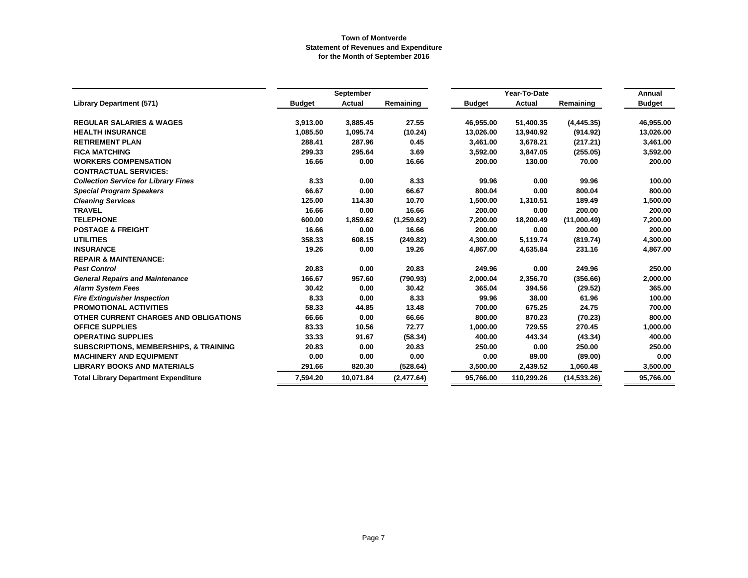**Town of Montverde**
**Statement of Revenues and Expenditure**
**for the Month of September 2016**

| | September | | | Year-To-Date | | | Annual |
|---|---|---|---|---|---|---|---|
| **Library Department (571)** | **Budget** | **Actual** | **Remaining** | **Budget** | **Actual** | **Remaining** | **Budget** |
| **REGULAR SALARIES & WAGES** | 3,913.00 | 3,885.45 | 27.55 | 46,955.00 | 51,400.35 | (4,445.35) | 46,955.00 |
| **HEALTH INSURANCE** | 1,085.50 | 1,095.74 | (10.24) | 13,026.00 | 13,940.92 | (914.92) | 13,026.00 |
| **RETIREMENT PLAN** | 288.41 | 287.96 | 0.45 | 3,461.00 | 3,678.21 | (217.21) | 3,461.00 |
| **FICA MATCHING** | 299.33 | 295.64 | 3.69 | 3,592.00 | 3,847.05 | (255.05) | 3,592.00 |
| **WORKERS COMPENSATION** | 16.66 | 0.00 | 16.66 | 200.00 | 130.00 | 70.00 | 200.00 |
| **CONTRACTUAL SERVICES:** | | | | | | | |
| ***Collection Service for Library Fines*** | 8.33 | 0.00 | 8.33 | 99.96 | 0.00 | 99.96 | 100.00 |
| ***Special Program Speakers*** | 66.67 | 0.00 | 66.67 | 800.04 | 0.00 | 800.04 | 800.00 |
| ***Cleaning Services*** | 125.00 | 114.30 | 10.70 | 1,500.00 | 1,310.51 | 189.49 | 1,500.00 |
| **TRAVEL** | 16.66 | 0.00 | 16.66 | 200.00 | 0.00 | 200.00 | 200.00 |
| **TELEPHONE** | 600.00 | 1,859.62 | (1,259.62) | 7,200.00 | 18,200.49 | (11,000.49) | 7,200.00 |
| **POSTAGE & FREIGHT** | 16.66 | 0.00 | 16.66 | 200.00 | 0.00 | 200.00 | 200.00 |
| **UTILITIES** | 358.33 | 608.15 | (249.82) | 4,300.00 | 5,119.74 | (819.74) | 4,300.00 |
| **INSURANCE** | 19.26 | 0.00 | 19.26 | 4,867.00 | 4,635.84 | 231.16 | 4,867.00 |
| **REPAIR & MAINTENANCE:** | | | | | | | |
| ***Pest Control*** | 20.83 | 0.00 | 20.83 | 249.96 | 0.00 | 249.96 | 250.00 |
| ***General Repairs and Maintenance*** | 166.67 | 957.60 | (790.93) | 2,000.04 | 2,356.70 | (356.66) | 2,000.00 |
| ***Alarm System Fees*** | 30.42 | 0.00 | 30.42 | 365.04 | 394.56 | (29.52) | 365.00 |
| ***Fire Extinguisher Inspection*** | 8.33 | 0.00 | 8.33 | 99.96 | 38.00 | 61.96 | 100.00 |
| **PROMOTIONAL ACTIVITIES** | 58.33 | 44.85 | 13.48 | 700.00 | 675.25 | 24.75 | 700.00 |
| **OTHER CURRENT CHARGES AND OBLIGATIONS** | 66.66 | 0.00 | 66.66 | 800.00 | 870.23 | (70.23) | 800.00 |
| **OFFICE SUPPLIES** | 83.33 | 10.56 | 72.77 | 1,000.00 | 729.55 | 270.45 | 1,000.00 |
| **OPERATING SUPPLIES** | 33.33 | 91.67 | (58.34) | 400.00 | 443.34 | (43.34) | 400.00 |
| **SUBSCRIPTIONS, MEMBERSHIPS, & TRAINING** | 20.83 | 0.00 | 20.83 | 250.00 | 0.00 | 250.00 | 250.00 |
| **MACHINERY AND EQUIPMENT** | 0.00 | 0.00 | 0.00 | 0.00 | 89.00 | (89.00) | 0.00 |
| **LIBRARY BOOKS AND MATERIALS** | 291.66 | 820.30 | (528.64) | 3,500.00 | 2,439.52 | 1,060.48 | 3,500.00 |
| **Total Library Department Expenditure** | 7,594.20 | 10,071.84 | (2,477.64) | 95,766.00 | 110,299.26 | (14,533.26) | 95,766.00 |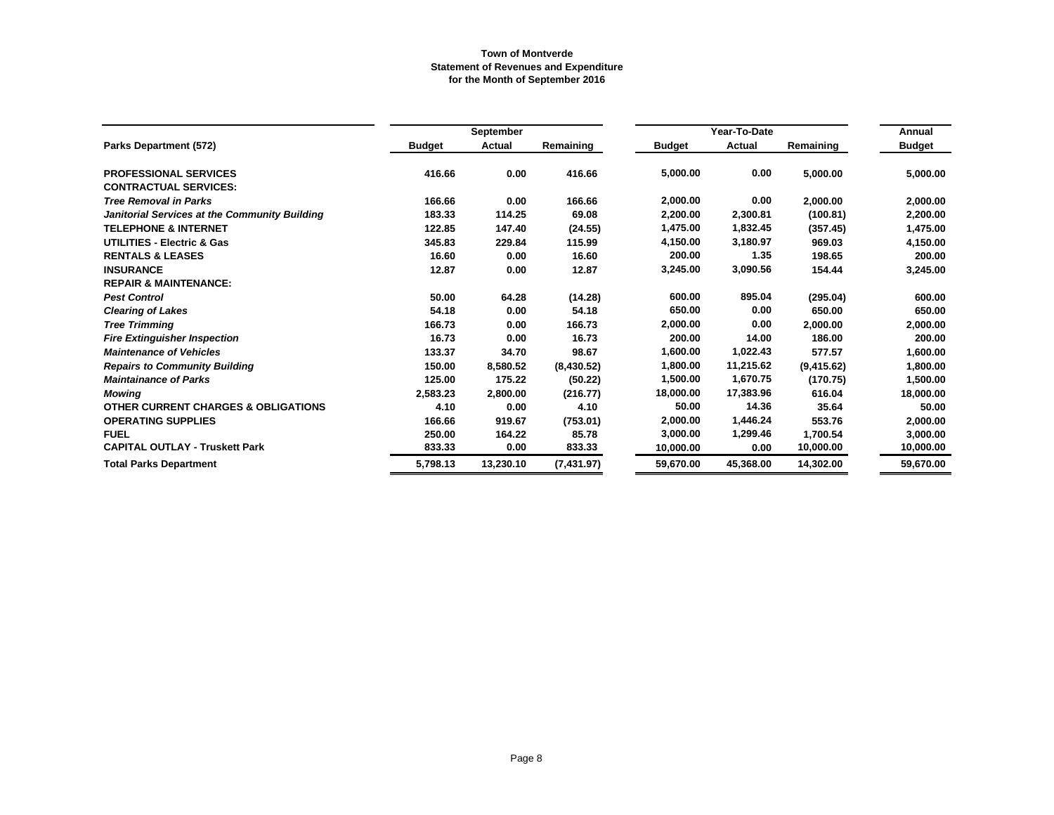**Town of Montverde**
**Statement of Revenues and Expenditure**
**for the Month of September 2016**

| Parks Department (572) | September | | | Year-To-Date | | | Annual |
|---|---|---|---|---|---|---|---|
| | Budget | Actual | Remaining | Budget | Actual | Remaining | Budget |
| **PROFESSIONAL SERVICES** | 416.66 | 0.00 | 416.66 | 5,000.00 | 0.00 | 5,000.00 | 5,000.00 |
| **CONTRACTUAL SERVICES:** | | | | | | | |
| ***Tree Removal in Parks*** | 166.66 | 0.00 | 166.66 | 2,000.00 | 0.00 | 2,000.00 | 2,000.00 |
| ***Janitorial Services at the Community Building*** | 183.33 | 114.25 | 69.08 | 2,200.00 | 2,300.81 | (100.81) | 2,200.00 |
| **TELEPHONE & INTERNET** | 122.85 | 147.40 | (24.55) | 1,475.00 | 1,832.45 | (357.45) | 1,475.00 |
| **UTILITIES - Electric & Gas** | 345.83 | 229.84 | 115.99 | 4,150.00 | 3,180.97 | 969.03 | 4,150.00 |
| **RENTALS & LEASES** | 16.60 | 0.00 | 16.60 | 200.00 | 1.35 | 198.65 | 200.00 |
| **INSURANCE** | 12.87 | 0.00 | 12.87 | 3,245.00 | 3,090.56 | 154.44 | 3,245.00 |
| **REPAIR & MAINTENANCE:** | | | | | | | |
| ***Pest Control*** | 50.00 | 64.28 | (14.28) | 600.00 | 895.04 | (295.04) | 600.00 |
| ***Clearing of Lakes*** | 54.18 | 0.00 | 54.18 | 650.00 | 0.00 | 650.00 | 650.00 |
| ***Tree Trimming*** | 166.73 | 0.00 | 166.73 | 2,000.00 | 0.00 | 2,000.00 | 2,000.00 |
| ***Fire Extinguisher Inspection*** | 16.73 | 0.00 | 16.73 | 200.00 | 14.00 | 186.00 | 200.00 |
| ***Maintenance of Vehicles*** | 133.37 | 34.70 | 98.67 | 1,600.00 | 1,022.43 | 577.57 | 1,600.00 |
| ***Repairs to Community Building*** | 150.00 | 8,580.52 | (8,430.52) | 1,800.00 | 11,215.62 | (9,415.62) | 1,800.00 |
| ***Maintainance of Parks*** | 125.00 | 175.22 | (50.22) | 1,500.00 | 1,670.75 | (170.75) | 1,500.00 |
| ***Mowing*** | 2,583.23 | 2,800.00 | (216.77) | 18,000.00 | 17,383.96 | 616.04 | 18,000.00 |
| **OTHER CURRENT CHARGES & OBLIGATIONS** | 4.10 | 0.00 | 4.10 | 50.00 | 14.36 | 35.64 | 50.00 |
| **OPERATING SUPPLIES** | 166.66 | 919.67 | (753.01) | 2,000.00 | 1,446.24 | 553.76 | 2,000.00 |
| **FUEL** | 250.00 | 164.22 | 85.78 | 3,000.00 | 1,299.46 | 1,700.54 | 3,000.00 |
| **CAPITAL OUTLAY - Truskett Park** | 833.33 | 0.00 | 833.33 | 10,000.00 | 0.00 | 10,000.00 | 10,000.00 |
| **Total Parks Department** | 5,798.13 | 13,230.10 | (7,431.97) | 59,670.00 | 45,368.00 | 14,302.00 | 59,670.00 |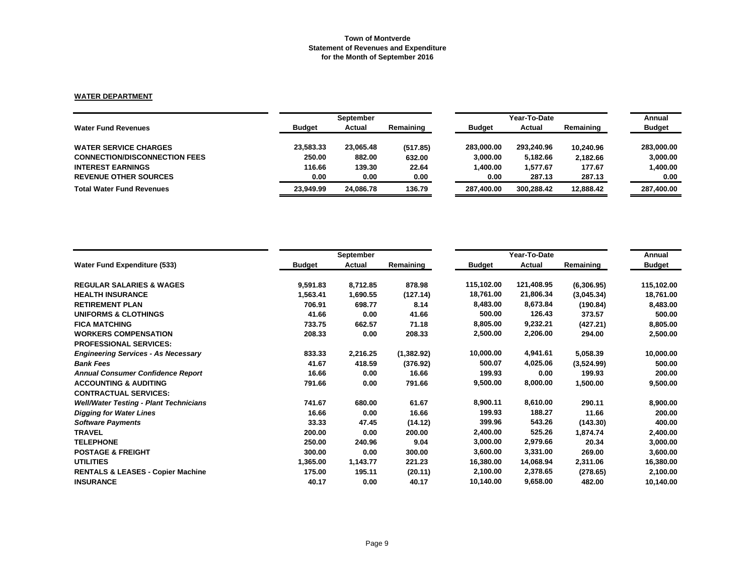**Town of Montverde**
**Statement of Revenues and Expenditure**
**for the Month of September 2016**

**WATER DEPARTMENT**

| | September | | | Year-To-Date | | | Annual |
|---|---|---|---|---|---|---|---|
| **Water Fund Revenues** | **Budget** | **Actual** | **Remaining** | **Budget** | **Actual** | **Remaining** | **Budget** |
| **WATER SERVICE CHARGES** | 23,583.33 | 23,065.48 | (517.85) | 283,000.00 | 293,240.96 | 10,240.96 | 283,000.00 |
| **CONNECTION/DISCONNECTION FEES** | 250.00 | 882.00 | 632.00 | 3,000.00 | 5,182.66 | 2,182.66 | 3,000.00 |
| **INTEREST EARNINGS** | 116.66 | 139.30 | 22.64 | 1,400.00 | 1,577.67 | 177.67 | 1,400.00 |
| **REVENUE OTHER SOURCES** | 0.00 | 0.00 | 0.00 | 0.00 | 287.13 | 287.13 | 0.00 |
| **Total Water Fund Revenues** | 23,949.99 | 24,086.78 | 136.79 | 287,400.00 | 300,288.42 | 12,888.42 | 287,400.00 |

| | September | | | Year-To-Date | | | Annual |
|---|---|---|---|---|---|---|---|
| **Water Fund Expenditure (533)** | **Budget** | **Actual** | **Remaining** | **Budget** | **Actual** | **Remaining** | **Budget** |
| **REGULAR SALARIES & WAGES** | 9,591.83 | 8,712.85 | 878.98 | 115,102.00 | 121,408.95 | (6,306.95) | 115,102.00 |
| **HEALTH INSURANCE** | 1,563.41 | 1,690.55 | (127.14) | 18,761.00 | 21,806.34 | (3,045.34) | 18,761.00 |
| **RETIREMENT PLAN** | 706.91 | 698.77 | 8.14 | 8,483.00 | 8,673.84 | (190.84) | 8,483.00 |
| **UNIFORMS & CLOTHINGS** | 41.66 | 0.00 | 41.66 | 500.00 | 126.43 | 373.57 | 500.00 |
| **FICA MATCHING** | 733.75 | 662.57 | 71.18 | 8,805.00 | 9,232.21 | (427.21) | 8,805.00 |
| **WORKERS COMPENSATION** | 208.33 | 0.00 | 208.33 | 2,500.00 | 2,206.00 | 294.00 | 2,500.00 |
| **PROFESSIONAL SERVICES:** | | | | | | | |
| ***Engineering Services - As Necessary*** | 833.33 | 2,216.25 | (1,382.92) | 10,000.00 | 4,941.61 | 5,058.39 | 10,000.00 |
| ***Bank Fees*** | 41.67 | 418.59 | (376.92) | 500.07 | 4,025.06 | (3,524.99) | 500.00 |
| ***Annual Consumer Confidence Report*** | 16.66 | 0.00 | 16.66 | 199.93 | 0.00 | 199.93 | 200.00 |
| **ACCOUNTING & AUDITING** | 791.66 | 0.00 | 791.66 | 9,500.00 | 8,000.00 | 1,500.00 | 9,500.00 |
| **CONTRACTUAL SERVICES:** | | | | | | | |
| ***Well/Water Testing - Plant Technicians*** | 741.67 | 680.00 | 61.67 | 8,900.11 | 8,610.00 | 290.11 | 8,900.00 |
| ***Digging for Water Lines*** | 16.66 | 0.00 | 16.66 | 199.93 | 188.27 | 11.66 | 200.00 |
| ***Software Payments*** | 33.33 | 47.45 | (14.12) | 399.96 | 543.26 | (143.30) | 400.00 |
| **TRAVEL** | 200.00 | 0.00 | 200.00 | 2,400.00 | 525.26 | 1,874.74 | 2,400.00 |
| **TELEPHONE** | 250.00 | 240.96 | 9.04 | 3,000.00 | 2,979.66 | 20.34 | 3,000.00 |
| **POSTAGE & FREIGHT** | 300.00 | 0.00 | 300.00 | 3,600.00 | 3,331.00 | 269.00 | 3,600.00 |
| **UTILITIES** | 1,365.00 | 1,143.77 | 221.23 | 16,380.00 | 14,068.94 | 2,311.06 | 16,380.00 |
| **RENTALS & LEASES - Copier Machine** | 175.00 | 195.11 | (20.11) | 2,100.00 | 2,378.65 | (278.65) | 2,100.00 |
| **INSURANCE** | 40.17 | 0.00 | 40.17 | 10,140.00 | 9,658.00 | 482.00 | 10,140.00 |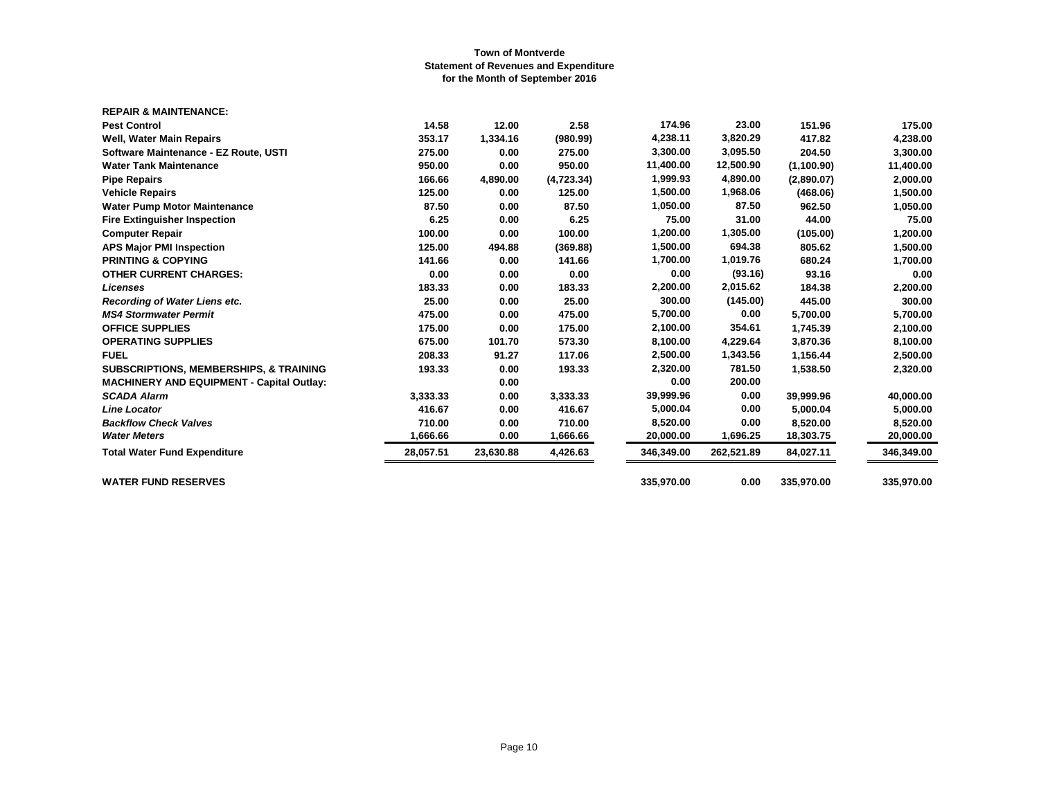**Town of Montverde**
**Statement of Revenues and Expenditure**
**for the Month of September 2016**

| | | | | | | | |
|---|---|---|---|---|---|---|---|
| **REPAIR & MAINTENANCE:** | | | | | | | |
| **Pest Control** | 14.58 | 12.00 | 2.58 | 174.96 | 23.00 | 151.96 | 175.00 |
| **Well, Water Main Repairs** | 353.17 | 1,334.16 | (980.99) | 4,238.11 | 3,820.29 | 417.82 | 4,238.00 |
| **Software Maintenance - EZ Route, USTI** | 275.00 | 0.00 | 275.00 | 3,300.00 | 3,095.50 | 204.50 | 3,300.00 |
| **Water Tank Maintenance** | 950.00 | 0.00 | 950.00 | 11,400.00 | 12,500.90 | (1,100.90) | 11,400.00 |
| **Pipe Repairs** | 166.66 | 4,890.00 | (4,723.34) | 1,999.93 | 4,890.00 | (2,890.07) | 2,000.00 |
| **Vehicle Repairs** | 125.00 | 0.00 | 125.00 | 1,500.00 | 1,968.06 | (468.06) | 1,500.00 |
| **Water Pump Motor Maintenance** | 87.50 | 0.00 | 87.50 | 1,050.00 | 87.50 | 962.50 | 1,050.00 |
| **Fire Extinguisher Inspection** | 6.25 | 0.00 | 6.25 | 75.00 | 31.00 | 44.00 | 75.00 |
| **Computer Repair** | 100.00 | 0.00 | 100.00 | 1,200.00 | 1,305.00 | (105.00) | 1,200.00 |
| **APS Major PMI Inspection** | 125.00 | 494.88 | (369.88) | 1,500.00 | 694.38 | 805.62 | 1,500.00 |
| **PRINTING & COPYING** | 141.66 | 0.00 | 141.66 | 1,700.00 | 1,019.76 | 680.24 | 1,700.00 |
| **OTHER CURRENT CHARGES:** | 0.00 | 0.00 | 0.00 | 0.00 | (93.16) | 93.16 | 0.00 |
| ***Licenses*** | 183.33 | 0.00 | 183.33 | 2,200.00 | 2,015.62 | 184.38 | 2,200.00 |
| ***Recording of Water Liens etc.*** | 25.00 | 0.00 | 25.00 | 300.00 | (145.00) | 445.00 | 300.00 |
| ***MS4 Stormwater Permit*** | 475.00 | 0.00 | 475.00 | 5,700.00 | 0.00 | 5,700.00 | 5,700.00 |
| **OFFICE SUPPLIES** | 175.00 | 0.00 | 175.00 | 2,100.00 | 354.61 | 1,745.39 | 2,100.00 |
| **OPERATING SUPPLIES** | 675.00 | 101.70 | 573.30 | 8,100.00 | 4,229.64 | 3,870.36 | 8,100.00 |
| **FUEL** | 208.33 | 91.27 | 117.06 | 2,500.00 | 1,343.56 | 1,156.44 | 2,500.00 |
| **SUBSCRIPTIONS, MEMBERSHIPS, & TRAINING** | 193.33 | 0.00 | 193.33 | 2,320.00 | 781.50 | 1,538.50 | 2,320.00 |
| **MACHINERY AND EQUIPMENT - Capital Outlay:** | | 0.00 | | 0.00 | 200.00 | | |
| ***SCADA Alarm*** | 3,333.33 | 0.00 | 3,333.33 | 39,999.96 | 0.00 | 39,999.96 | 40,000.00 |
| ***Line Locator*** | 416.67 | 0.00 | 416.67 | 5,000.04 | 0.00 | 5,000.04 | 5,000.00 |
| ***Backflow Check Valves*** | 710.00 | 0.00 | 710.00 | 8,520.00 | 0.00 | 8,520.00 | 8,520.00 |
| ***Water Meters*** | 1,666.66 | 0.00 | 1,666.66 | 20,000.00 | 1,696.25 | 18,303.75 | 20,000.00 |
| **Total Water Fund Expenditure** | 28,057.51 | 23,630.88 | 4,426.63 | 346,349.00 | 262,521.89 | 84,027.11 | 346,349.00 |
| **WATER FUND RESERVES** | | | | 335,970.00 | 0.00 | 335,970.00 | 335,970.00 |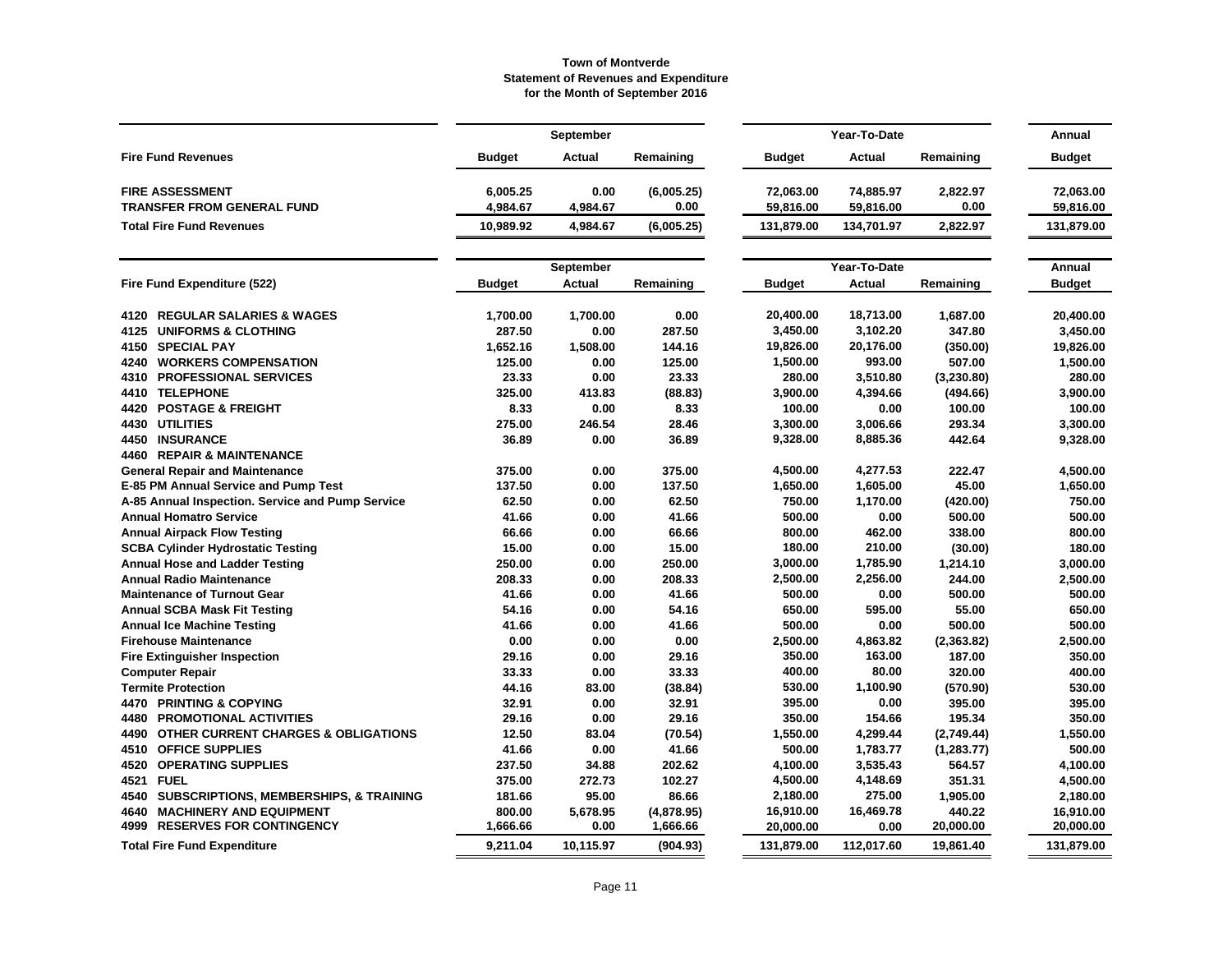**Town of Montverde**
**Statement of Revenues and Expenditure**
**for the Month of September 2016**

| | September | | | Year-To-Date | | | Annual |
|---|---|---|---|---|---|---|---|
| **Fire Fund Revenues** | **Budget** | **Actual** | **Remaining** | **Budget** | **Actual** | **Remaining** | **Budget** |
| FIRE ASSESSMENT | 6,005.25 | 0.00 | (6,005.25) | 72,063.00 | 74,885.97 | 2,822.97 | 72,063.00 |
| TRANSFER FROM GENERAL FUND | 4,984.67 | 4,984.67 | 0.00 | 59,816.00 | 59,816.00 | 0.00 | 59,816.00 |
| **Total Fire Fund Revenues** | 10,989.92 | 4,984.67 | (6,005.25) | 131,879.00 | 134,701.97 | 2,822.97 | 131,879.00 |

| | September | | | Year-To-Date | | | Annual |
|---|---|---|---|---|---|---|---|
| **Fire Fund Expenditure (522)** | **Budget** | **Actual** | **Remaining** | **Budget** | **Actual** | **Remaining** | **Budget** |
| 4120 REGULAR SALARIES & WAGES | 1,700.00 | 1,700.00 | 0.00 | 20,400.00 | 18,713.00 | 1,687.00 | 20,400.00 |
| 4125 UNIFORMS & CLOTHING | 287.50 | 0.00 | 287.50 | 3,450.00 | 3,102.20 | 347.80 | 3,450.00 |
| 4150 SPECIAL PAY | 1,652.16 | 1,508.00 | 144.16 | 19,826.00 | 20,176.00 | (350.00) | 19,826.00 |
| 4240 WORKERS COMPENSATION | 125.00 | 0.00 | 125.00 | 1,500.00 | 993.00 | 507.00 | 1,500.00 |
| 4310 PROFESSIONAL SERVICES | 23.33 | 0.00 | 23.33 | 280.00 | 3,510.80 | (3,230.80) | 280.00 |
| 4410 TELEPHONE | 325.00 | 413.83 | (88.83) | 3,900.00 | 4,394.66 | (494.66) | 3,900.00 |
| 4420 POSTAGE & FREIGHT | 8.33 | 0.00 | 8.33 | 100.00 | 0.00 | 100.00 | 100.00 |
| 4430 UTILITIES | 275.00 | 246.54 | 28.46 | 3,300.00 | 3,006.66 | 293.34 | 3,300.00 |
| 4450 INSURANCE | 36.89 | 0.00 | 36.89 | 9,328.00 | 8,885.36 | 442.64 | 9,328.00 |
| 4460 REPAIR & MAINTENANCE | | | | | | | |
| General Repair and Maintenance | 375.00 | 0.00 | 375.00 | 4,500.00 | 4,277.53 | 222.47 | 4,500.00 |
| E-85 PM Annual Service and Pump Test | 137.50 | 0.00 | 137.50 | 1,650.00 | 1,605.00 | 45.00 | 1,650.00 |
| A-85 Annual Inspection. Service and Pump Service | 62.50 | 0.00 | 62.50 | 750.00 | 1,170.00 | (420.00) | 750.00 |
| Annual Homatro Service | 41.66 | 0.00 | 41.66 | 500.00 | 0.00 | 500.00 | 500.00 |
| Annual Airpack Flow Testing | 66.66 | 0.00 | 66.66 | 800.00 | 462.00 | 338.00 | 800.00 |
| SCBA Cylinder Hydrostatic Testing | 15.00 | 0.00 | 15.00 | 180.00 | 210.00 | (30.00) | 180.00 |
| Annual Hose and Ladder Testing | 250.00 | 0.00 | 250.00 | 3,000.00 | 1,785.90 | 1,214.10 | 3,000.00 |
| Annual Radio Maintenance | 208.33 | 0.00 | 208.33 | 2,500.00 | 2,256.00 | 244.00 | 2,500.00 |
| Maintenance of Turnout Gear | 41.66 | 0.00 | 41.66 | 500.00 | 0.00 | 500.00 | 500.00 |
| Annual SCBA Mask Fit Testing | 54.16 | 0.00 | 54.16 | 650.00 | 595.00 | 55.00 | 650.00 |
| Annual Ice Machine Testing | 41.66 | 0.00 | 41.66 | 500.00 | 0.00 | 500.00 | 500.00 |
| Firehouse Maintenance | 0.00 | 0.00 | 0.00 | 2,500.00 | 4,863.82 | (2,363.82) | 2,500.00 |
| Fire Extinguisher Inspection | 29.16 | 0.00 | 29.16 | 350.00 | 163.00 | 187.00 | 350.00 |
| Computer Repair | 33.33 | 0.00 | 33.33 | 400.00 | 80.00 | 320.00 | 400.00 |
| Termite Protection | 44.16 | 83.00 | (38.84) | 530.00 | 1,100.90 | (570.90) | 530.00 |
| 4470 PRINTING & COPYING | 32.91 | 0.00 | 32.91 | 395.00 | 0.00 | 395.00 | 395.00 |
| 4480 PROMOTIONAL ACTIVITIES | 29.16 | 0.00 | 29.16 | 350.00 | 154.66 | 195.34 | 350.00 |
| 4490 OTHER CURRENT CHARGES & OBLIGATIONS | 12.50 | 83.04 | (70.54) | 1,550.00 | 4,299.44 | (2,749.44) | 1,550.00 |
| 4510 OFFICE SUPPLIES | 41.66 | 0.00 | 41.66 | 500.00 | 1,783.77 | (1,283.77) | 500.00 |
| 4520 OPERATING SUPPLIES | 237.50 | 34.88 | 202.62 | 4,100.00 | 3,535.43 | 564.57 | 4,100.00 |
| 4521 FUEL | 375.00 | 272.73 | 102.27 | 4,500.00 | 4,148.69 | 351.31 | 4,500.00 |
| 4540 SUBSCRIPTIONS, MEMBERSHIPS, & TRAINING | 181.66 | 95.00 | 86.66 | 2,180.00 | 275.00 | 1,905.00 | 2,180.00 |
| 4640 MACHINERY AND EQUIPMENT | 800.00 | 5,678.95 | (4,878.95) | 16,910.00 | 16,469.78 | 440.22 | 16,910.00 |
| 4999 RESERVES FOR CONTINGENCY | 1,666.66 | 0.00 | 1,666.66 | 20,000.00 | 0.00 | 20,000.00 | 20,000.00 |
| **Total Fire Fund Expenditure** | 9,211.04 | 10,115.97 | (904.93) | 131,879.00 | 112,017.60 | 19,861.40 | 131,879.00 |